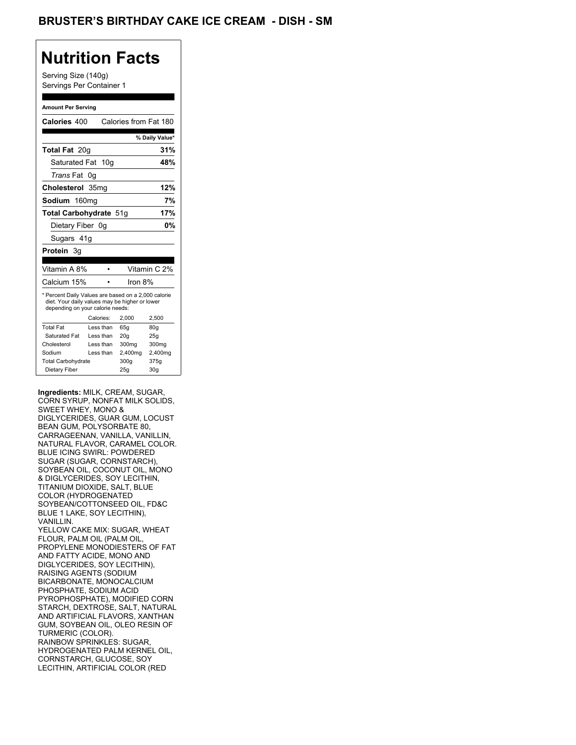# BRUSTER'S BIRTHDAY CAKE ICE CREAM - DISH - SM

## Nutrition Facts

Serving Size (140g)
Servings Per Container 1

**Amount Per Serving**

| | |
|---|---|
| **Calories** 400 | Calories from Fat 180 |
| | **% Daily Value*** |
| **Total Fat** 20g | **31%** |
| Saturated Fat 10g | **48%** |
| *Trans* Fat 0g | |
| **Cholesterol** 35mg | **12%** |
| **Sodium** 160mg | **7%** |
| **Total Carbohydrate** 51g | **17%** |
| Dietary Fiber 0g | **0%** |
| Sugars 41g | |
| **Protein** 3g | |

| | | | |
|---|---|---|---|
| Vitamin A 8% | • | Vitamin C 2% | |
| Calcium 15% | • | Iron 8% | |

* Percent Daily Values are based on a 2,000 calorie diet. Your daily values may be higher or lower depending on your calorie needs:

| | Calories: | 2,000 | 2,500 |
|---|---|---|---|
| Total Fat | Less than | 65g | 80g |
| Saturated Fat | Less than | 20g | 25g |
| Cholesterol | Less than | 300mg | 300mg |
| Sodium | Less than | 2,400mg | 2,400mg |
| Total Carbohydrate | | 300g | 375g |
| Dietary Fiber | | 25g | 30g |

**Ingredients:** MILK, CREAM, SUGAR, CORN SYRUP, NONFAT MILK SOLIDS, SWEET WHEY, MONO & DIGLYCERIDES, GUAR GUM, LOCUST BEAN GUM, POLYSORBATE 80, CARRAGEENAN, VANILLA, VANILLIN, NATURAL FLAVOR, CARAMEL COLOR. BLUE ICING SWIRL: POWDERED SUGAR (SUGAR, CORNSTARCH), SOYBEAN OIL, COCONUT OIL, MONO & DIGLYCERIDES, SOY LECITHIN, TITANIUM DIOXIDE, SALT, BLUE COLOR (HYDROGENATED SOYBEAN/COTTONSEED OIL, FD&C BLUE 1 LAKE, SOY LECITHIN), VANILLIN.
YELLOW CAKE MIX: SUGAR, WHEAT FLOUR, PALM OIL (PALM OIL, PROPYLENE MONODIESTERS OF FAT AND FATTY ACIDE, MONO AND DIGLYCERIDES, SOY LECITHIN), RAISING AGENTS (SODIUM BICARBONATE, MONOCALCIUM PHOSPHATE, SODIUM ACID PYROPHOSPHATE), MODIFIED CORN STARCH, DEXTROSE, SALT, NATURAL AND ARTIFICIAL FLAVORS, XANTHAN GUM, SOYBEAN OIL, OLEO RESIN OF TURMERIC (COLOR).
RAINBOW SPRINKLES: SUGAR, HYDROGENATED PALM KERNEL OIL, CORNSTARCH, GLUCOSE, SOY LECITHIN, ARTIFICIAL COLOR (RED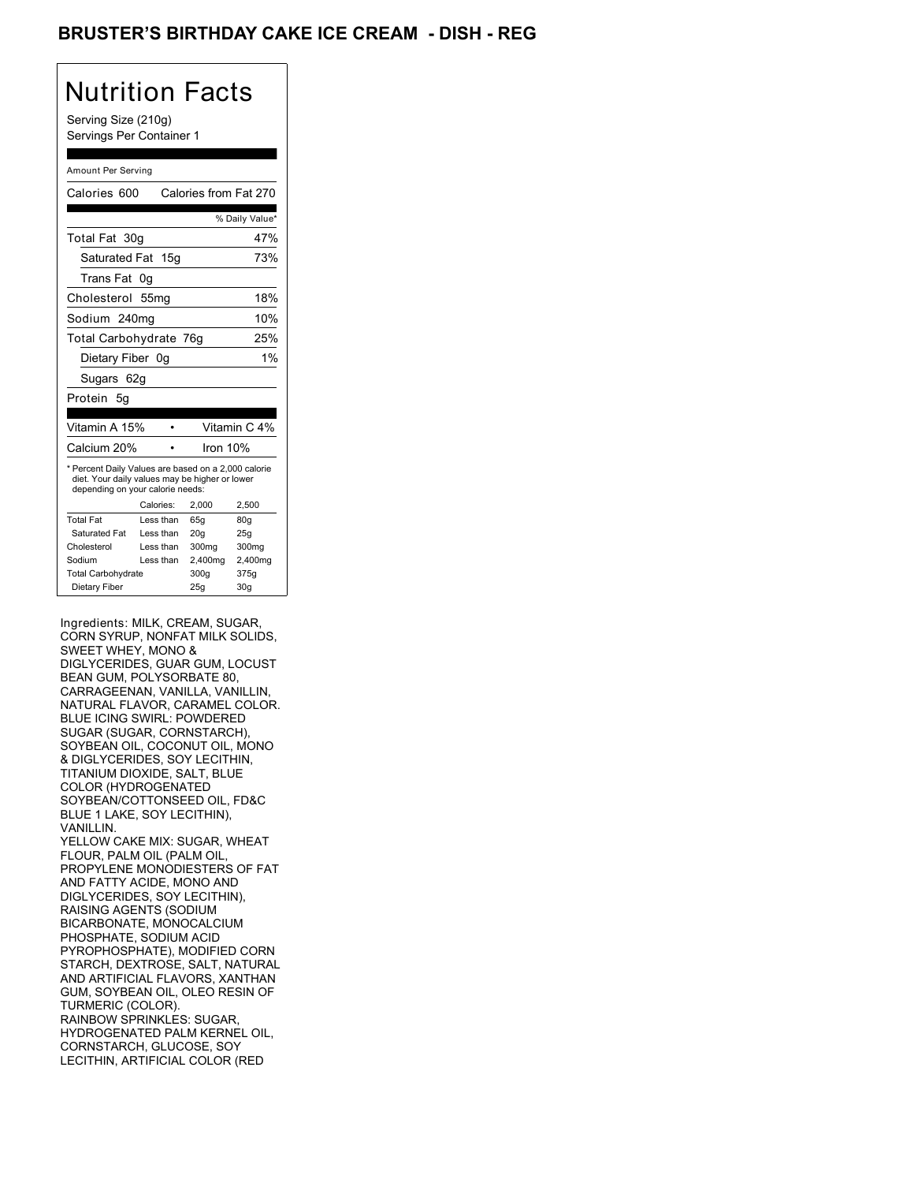## BRUSTER'S BIRTHDAY CAKE ICE CREAM - DISH - REG

# Nutrition Facts

Serving Size (210g)
Servings Per Container 1

Amount Per Serving

| Calories 600 | Calories from Fat 270 |
|---|---|
| | % Daily Value* |
| Total Fat 30g | 47% |
| Saturated Fat 15g | 73% |
| Trans Fat 0g | |
| Cholesterol 55mg | 18% |
| Sodium 240mg | 10% |
| Total Carbohydrate 76g | 25% |
| Dietary Fiber 0g | 1% |
| Sugars 62g | |
| Protein 5g | |

| Vitamin A 15% | Vitamin C 4% |
|---|---|
| Calcium 20% | Iron 10% |

* Percent Daily Values are based on a 2,000 calorie diet. Your daily values may be higher or lower depending on your calorie needs:

| | Calories: | 2,000 | 2,500 |
|---|---|---|---|
| Total Fat | Less than | 65g | 80g |
| Saturated Fat | Less than | 20g | 25g |
| Cholesterol | Less than | 300mg | 300mg |
| Sodium | Less than | 2,400mg | 2,400mg |
| Total Carbohydrate | | 300g | 375g |
| Dietary Fiber | | 25g | 30g |

Ingredients: MILK, CREAM, SUGAR, CORN SYRUP, NONFAT MILK SOLIDS, SWEET WHEY, MONO & DIGLYCERIDES, GUAR GUM, LOCUST BEAN GUM, POLYSORBATE 80, CARRAGEENAN, VANILLA, VANILLIN, NATURAL FLAVOR, CARAMEL COLOR.
BLUE ICING SWIRL: POWDERED SUGAR (SUGAR, CORNSTARCH), SOYBEAN OIL, COCONUT OIL, MONO & DIGLYCERIDES, SOY LECITHIN, TITANIUM DIOXIDE, SALT, BLUE COLOR (HYDROGENATED SOYBEAN/COTTONSEED OIL, FD&C BLUE 1 LAKE, SOY LECITHIN), VANILLIN.
YELLOW CAKE MIX: SUGAR, WHEAT FLOUR, PALM OIL (PALM OIL, PROPYLENE MONODIESTERS OF FAT AND FATTY ACIDE, MONO AND DIGLYCERIDES, SOY LECITHIN), RAISING AGENTS (SODIUM BICARBONATE, MONOCALCIUM PHOSPHATE, SODIUM ACID PYROPHOSPHATE), MODIFIED CORN STARCH, DEXTROSE, SALT, NATURAL AND ARTIFICIAL FLAVORS, XANTHAN GUM, SOYBEAN OIL, OLEO RESIN OF TURMERIC (COLOR).
RAINBOW SPRINKLES: SUGAR, HYDROGENATED PALM KERNEL OIL, CORNSTARCH, GLUCOSE, SOY LECITHIN, ARTIFICIAL COLOR (RED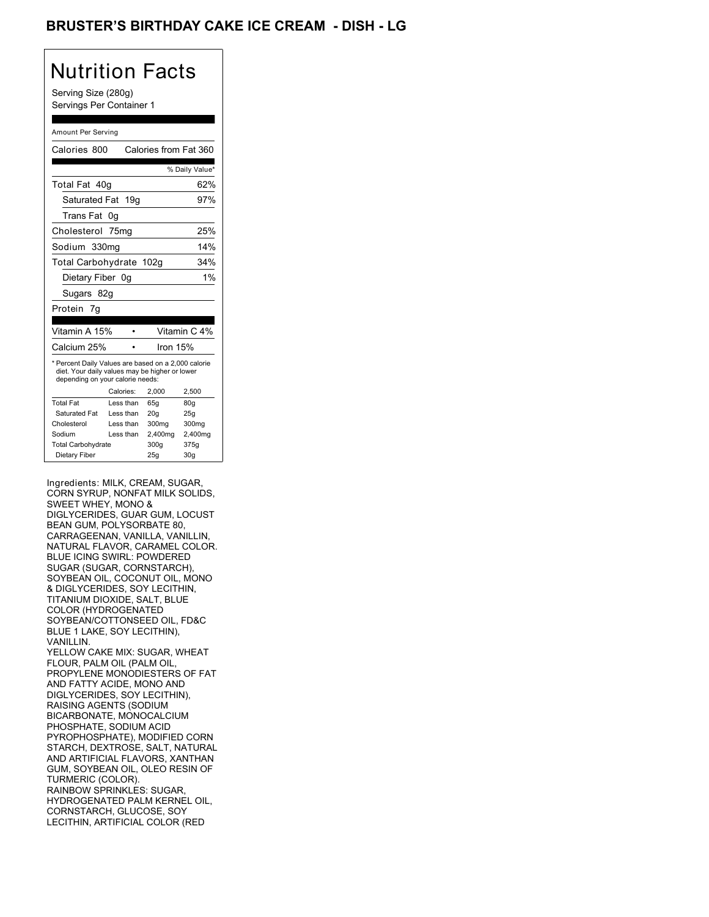# BRUSTER'S BIRTHDAY CAKE ICE CREAM - DISH - LG

## Nutrition Facts

Serving Size (280g)
Servings Per Container 1

Amount Per Serving

| | |
|---|---|
| Calories 800 | Calories from Fat 360 |
| | % Daily Value* |
| Total Fat 40g | 62% |
| Saturated Fat 19g | 97% |
| Trans Fat 0g | |
| Cholesterol 75mg | 25% |
| Sodium 330mg | 14% |
| Total Carbohydrate 102g | 34% |
| Dietary Fiber 0g | 1% |
| Sugars 82g | |
| Protein 7g | |

| | | |
|---|---|---|
| Vitamin A 15% | • | Vitamin C 4% |
| Calcium 25% | • | Iron 15% |

* Percent Daily Values are based on a 2,000 calorie diet. Your daily values may be higher or lower depending on your calorie needs:

| | Calories: | 2,000 | 2,500 |
|---|---|---|---|
| Total Fat | Less than | 65g | 80g |
| Saturated Fat | Less than | 20g | 25g |
| Cholesterol | Less than | 300mg | 300mg |
| Sodium | Less than | 2,400mg | 2,400mg |
| Total Carbohydrate | | 300g | 375g |
| Dietary Fiber | | 25g | 30g |

Ingredients: MILK, CREAM, SUGAR, CORN SYRUP, NONFAT MILK SOLIDS, SWEET WHEY, MONO & DIGLYCERIDES, GUAR GUM, LOCUST BEAN GUM, POLYSORBATE 80, CARRAGEENAN, VANILLA, VANILLIN, NATURAL FLAVOR, CARAMEL COLOR. BLUE ICING SWIRL: POWDERED SUGAR (SUGAR, CORNSTARCH), SOYBEAN OIL, COCONUT OIL, MONO & DIGLYCERIDES, SOY LECITHIN, TITANIUM DIOXIDE, SALT, BLUE COLOR (HYDROGENATED SOYBEAN/COTTONSEED OIL, FD&C BLUE 1 LAKE, SOY LECITHIN), VANILLIN.
YELLOW CAKE MIX: SUGAR, WHEAT FLOUR, PALM OIL (PALM OIL, PROPYLENE MONODIESTERS OF FAT AND FATTY ACIDE, MONO AND DIGLYCERIDES, SOY LECITHIN), RAISING AGENTS (SODIUM BICARBONATE, MONOCALCIUM PHOSPHATE, SODIUM ACID PYROPHOSPHATE), MODIFIED CORN STARCH, DEXTROSE, SALT, NATURAL AND ARTIFICIAL FLAVORS, XANTHAN GUM, SOYBEAN OIL, OLEO RESIN OF TURMERIC (COLOR).
RAINBOW SPRINKLES: SUGAR, HYDROGENATED PALM KERNEL OIL, CORNSTARCH, GLUCOSE, SOY LECITHIN, ARTIFICIAL COLOR (RED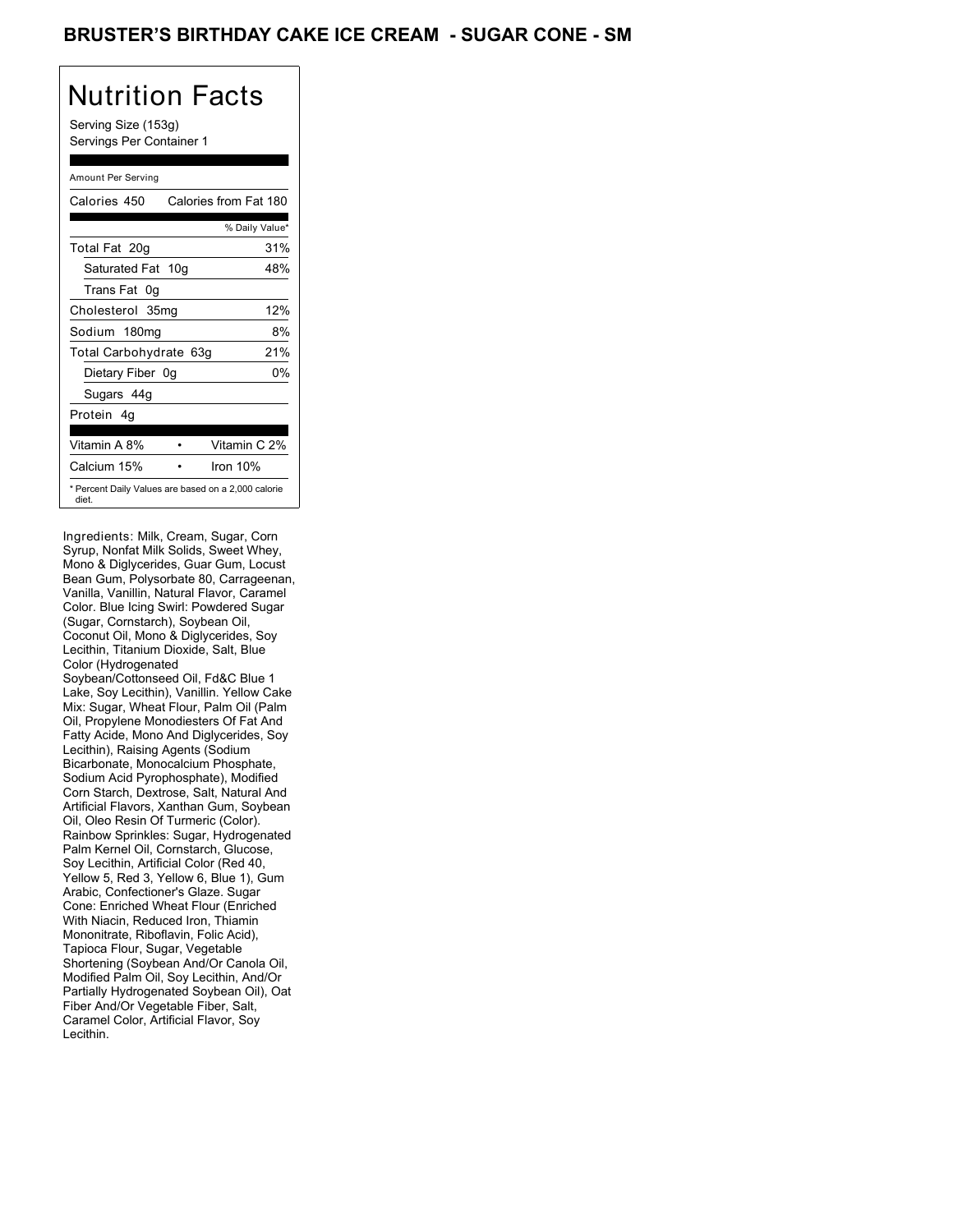# BRUSTER'S BIRTHDAY CAKE ICE CREAM - SUGAR CONE - SM

## Nutrition Facts

Serving Size (153g)
Servings Per Container 1

Amount Per Serving

| | |
|---|---|
| Calories 450 | Calories from Fat 180 |
| | % Daily Value* |
| Total Fat 20g | 31% |
| Saturated Fat 10g | 48% |
| Trans Fat 0g | |
| Cholesterol 35mg | 12% |
| Sodium 180mg | 8% |
| Total Carbohydrate 63g | 21% |
| Dietary Fiber 0g | 0% |
| Sugars 44g | |
| Protein 4g | |

| | |
|---|---|
| Vitamin A 8% | Vitamin C 2% |
| Calcium 15% | Iron 10% |

* Percent Daily Values are based on a 2,000 calorie diet.

Ingredients: Milk, Cream, Sugar, Corn Syrup, Nonfat Milk Solids, Sweet Whey, Mono & Diglycerides, Guar Gum, Locust Bean Gum, Polysorbate 80, Carrageenan, Vanilla, Vanillin, Natural Flavor, Caramel Color. Blue Icing Swirl: Powdered Sugar (Sugar, Cornstarch), Soybean Oil, Coconut Oil, Mono & Diglycerides, Soy Lecithin, Titanium Dioxide, Salt, Blue Color (Hydrogenated Soybean/Cottonseed Oil, Fd&C Blue 1 Lake, Soy Lecithin), Vanillin. Yellow Cake Mix: Sugar, Wheat Flour, Palm Oil (Palm Oil, Propylene Monodiesters Of Fat And Fatty Acide, Mono And Diglycerides, Soy Lecithin), Raising Agents (Sodium Bicarbonate, Monocalcium Phosphate, Sodium Acid Pyrophosphate), Modified Corn Starch, Dextrose, Salt, Natural And Artificial Flavors, Xanthan Gum, Soybean Oil, Oleo Resin Of Turmeric (Color). Rainbow Sprinkles: Sugar, Hydrogenated Palm Kernel Oil, Cornstarch, Glucose, Soy Lecithin, Artificial Color (Red 40, Yellow 5, Red 3, Yellow 6, Blue 1), Gum Arabic, Confectioner's Glaze. Sugar Cone: Enriched Wheat Flour (Enriched With Niacin, Reduced Iron, Thiamin Mononitrate, Riboflavin, Folic Acid), Tapioca Flour, Sugar, Vegetable Shortening (Soybean And/Or Canola Oil, Modified Palm Oil, Soy Lecithin, And/Or Partially Hydrogenated Soybean Oil), Oat Fiber And/Or Vegetable Fiber, Salt, Caramel Color, Artificial Flavor, Soy Lecithin.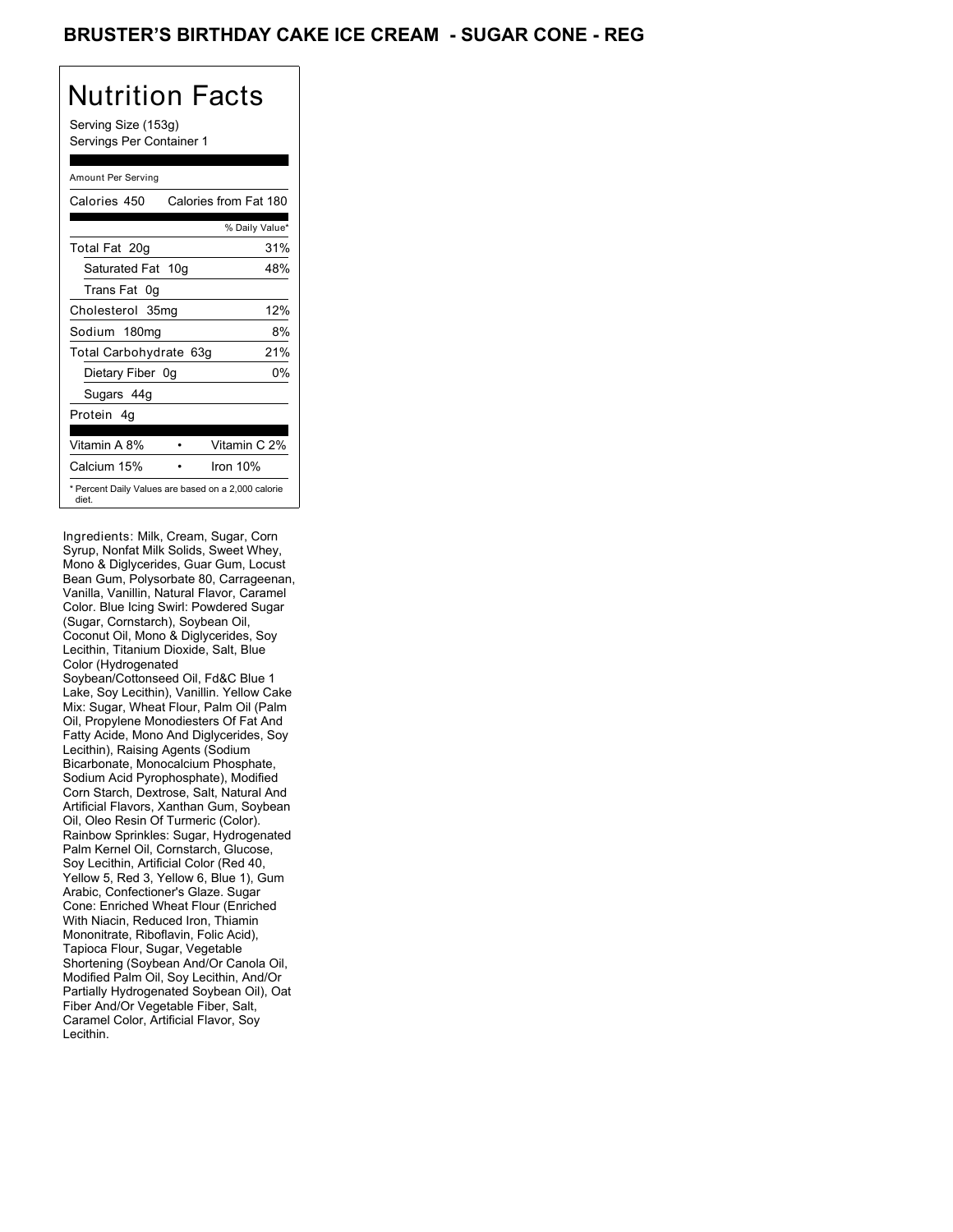# BRUSTER'S BIRTHDAY CAKE ICE CREAM - SUGAR CONE - REG

## Nutrition Facts

Serving Size (153g)
Servings Per Container 1

| Amount Per Serving | |
|---|---|
| Calories 450 | Calories from Fat 180 |
| | % Daily Value* |
| Total Fat 20g | 31% |
| Saturated Fat 10g | 48% |
| Trans Fat 0g | |
| Cholesterol 35mg | 12% |
| Sodium 180mg | 8% |
| Total Carbohydrate 63g | 21% |
| Dietary Fiber 0g | 0% |
| Sugars 44g | |
| Protein 4g | |
| Vitamin A 8% | Vitamin C 2% |
| Calcium 15% | Iron 10% |

* Percent Daily Values are based on a 2,000 calorie diet.

Ingredients: Milk, Cream, Sugar, Corn Syrup, Nonfat Milk Solids, Sweet Whey, Mono & Diglycerides, Guar Gum, Locust Bean Gum, Polysorbate 80, Carrageenan, Vanilla, Vanillin, Natural Flavor, Caramel Color. Blue Icing Swirl: Powdered Sugar (Sugar, Cornstarch), Soybean Oil, Coconut Oil, Mono & Diglycerides, Soy Lecithin, Titanium Dioxide, Salt, Blue Color (Hydrogenated Soybean/Cottonseed Oil, Fd&C Blue 1 Lake, Soy Lecithin), Vanillin. Yellow Cake Mix: Sugar, Wheat Flour, Palm Oil (Palm Oil, Propylene Monodiesters Of Fat And Fatty Acide, Mono And Diglycerides, Soy Lecithin), Raising Agents (Sodium Bicarbonate, Monocalcium Phosphate, Sodium Acid Pyrophosphate), Modified Corn Starch, Dextrose, Salt, Natural And Artificial Flavors, Xanthan Gum, Soybean Oil, Oleo Resin Of Turmeric (Color). Rainbow Sprinkles: Sugar, Hydrogenated Palm Kernel Oil, Cornstarch, Glucose, Soy Lecithin, Artificial Color (Red 40, Yellow 5, Red 3, Yellow 6, Blue 1), Gum Arabic, Confectioner's Glaze. Sugar Cone: Enriched Wheat Flour (Enriched With Niacin, Reduced Iron, Thiamin Mononitrate, Riboflavin, Folic Acid), Tapioca Flour, Sugar, Vegetable Shortening (Soybean And/Or Canola Oil, Modified Palm Oil, Soy Lecithin, And/Or Partially Hydrogenated Soybean Oil), Oat Fiber And/Or Vegetable Fiber, Salt, Caramel Color, Artificial Flavor, Soy Lecithin.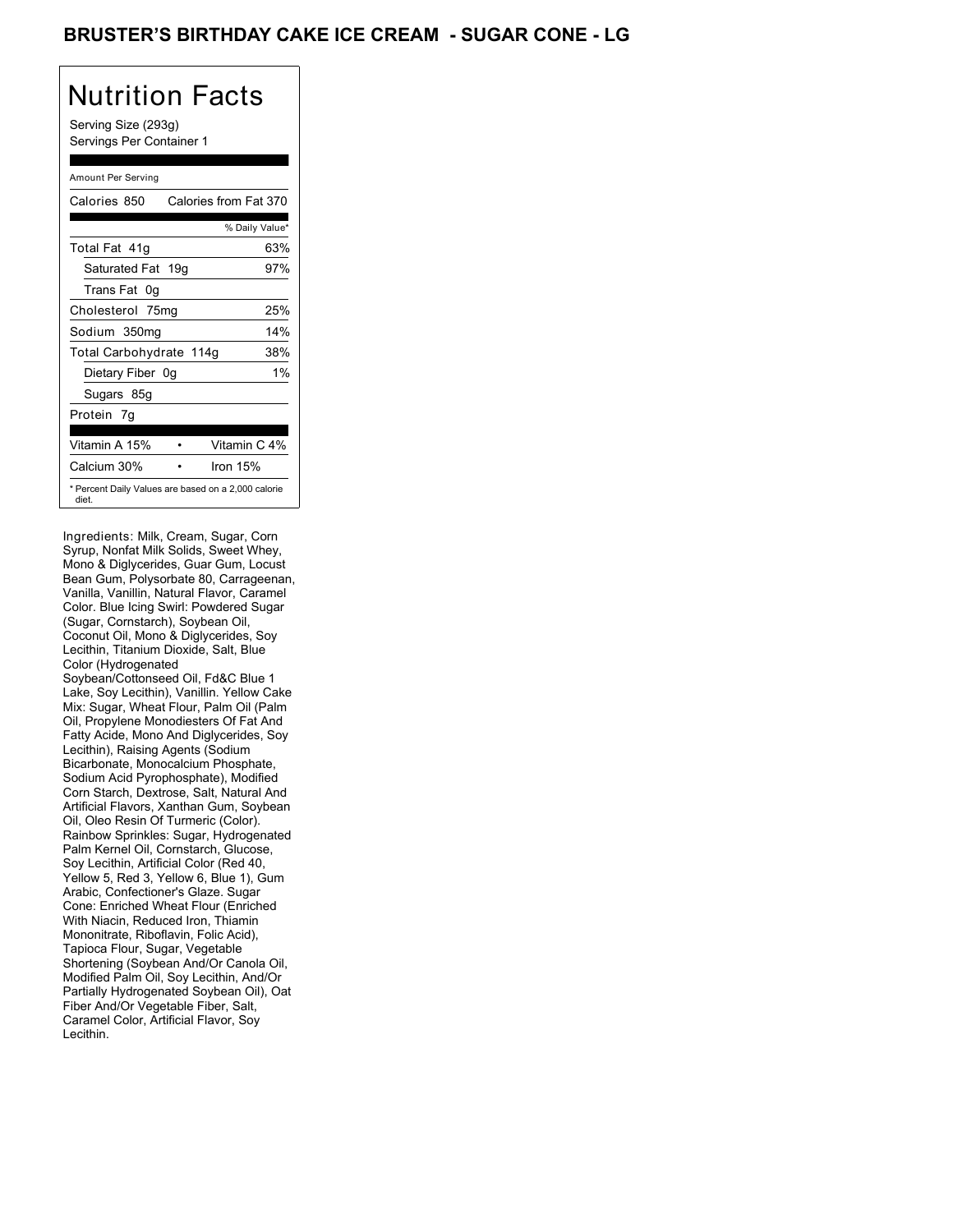# BRUSTER'S BIRTHDAY CAKE ICE CREAM - SUGAR CONE - LG

## Nutrition Facts

Serving Size (293g)
Servings Per Container 1

| Amount Per Serving | |
|---|---|
| Calories 850 | Calories from Fat 370 |
| | % Daily Value* |
| Total Fat 41g | 63% |
| Saturated Fat 19g | 97% |
| Trans Fat 0g | |
| Cholesterol 75mg | 25% |
| Sodium 350mg | 14% |
| Total Carbohydrate 114g | 38% |
| Dietary Fiber 0g | 1% |
| Sugars 85g | |
| Protein 7g | |
| Vitamin A 15% | Vitamin C 4% |
| Calcium 30% | Iron 15% |

* Percent Daily Values are based on a 2,000 calorie diet.

Ingredients: Milk, Cream, Sugar, Corn Syrup, Nonfat Milk Solids, Sweet Whey, Mono & Diglycerides, Guar Gum, Locust Bean Gum, Polysorbate 80, Carrageenan, Vanilla, Vanillin, Natural Flavor, Caramel Color. Blue Icing Swirl: Powdered Sugar (Sugar, Cornstarch), Soybean Oil, Coconut Oil, Mono & Diglycerides, Soy Lecithin, Titanium Dioxide, Salt, Blue Color (Hydrogenated Soybean/Cottonseed Oil, Fd&C Blue 1 Lake, Soy Lecithin), Vanillin. Yellow Cake Mix: Sugar, Wheat Flour, Palm Oil (Palm Oil, Propylene Monodiesters Of Fat And Fatty Acide, Mono And Diglycerides, Soy Lecithin), Raising Agents (Sodium Bicarbonate, Monocalcium Phosphate, Sodium Acid Pyrophosphate), Modified Corn Starch, Dextrose, Salt, Natural And Artificial Flavors, Xanthan Gum, Soybean Oil, Oleo Resin Of Turmeric (Color). Rainbow Sprinkles: Sugar, Hydrogenated Palm Kernel Oil, Cornstarch, Glucose, Soy Lecithin, Artificial Color (Red 40, Yellow 5, Red 3, Yellow 6, Blue 1), Gum Arabic, Confectioner's Glaze. Sugar Cone: Enriched Wheat Flour (Enriched With Niacin, Reduced Iron, Thiamin Mononitrate, Riboflavin, Folic Acid), Tapioca Flour, Sugar, Vegetable Shortening (Soybean And/Or Canola Oil, Modified Palm Oil, Soy Lecithin, And/Or Partially Hydrogenated Soybean Oil), Oat Fiber And/Or Vegetable Fiber, Salt, Caramel Color, Artificial Flavor, Soy Lecithin.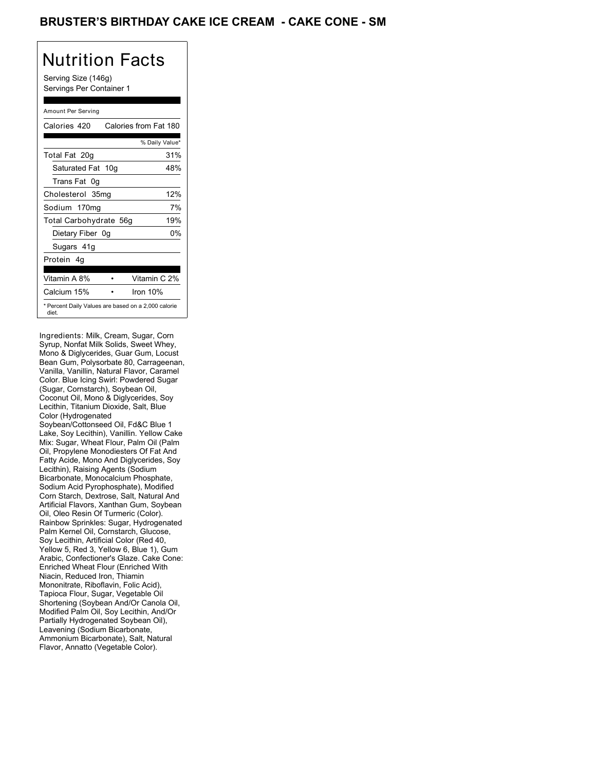# BRUSTER'S BIRTHDAY CAKE ICE CREAM - CAKE CONE - SM

## Nutrition Facts

Serving Size (146g)
Servings Per Container 1

Amount Per Serving

| | |
|---|---|
| Calories 420 | Calories from Fat 180 |
| | % Daily Value* |
| Total Fat 20g | 31% |
| Saturated Fat 10g | 48% |
| Trans Fat 0g | |
| Cholesterol 35mg | 12% |
| Sodium 170mg | 7% |
| Total Carbohydrate 56g | 19% |
| Dietary Fiber 0g | 0% |
| Sugars 41g | |
| Protein 4g | |
| Vitamin A 8% | Vitamin C 2% |
| Calcium 15% | Iron 10% |

* Percent Daily Values are based on a 2,000 calorie diet.

Ingredients: Milk, Cream, Sugar, Corn Syrup, Nonfat Milk Solids, Sweet Whey, Mono & Diglycerides, Guar Gum, Locust Bean Gum, Polysorbate 80, Carrageenan, Vanilla, Vanillin, Natural Flavor, Caramel Color. Blue Icing Swirl: Powdered Sugar (Sugar, Cornstarch), Soybean Oil, Coconut Oil, Mono & Diglycerides, Soy Lecithin, Titanium Dioxide, Salt, Blue Color (Hydrogenated Soybean/Cottonseed Oil, Fd&C Blue 1 Lake, Soy Lecithin), Vanillin. Yellow Cake Mix: Sugar, Wheat Flour, Palm Oil (Palm Oil, Propylene Monodiesters Of Fat And Fatty Acide, Mono And Diglycerides, Soy Lecithin), Raising Agents (Sodium Bicarbonate, Monocalcium Phosphate, Sodium Acid Pyrophosphate), Modified Corn Starch, Dextrose, Salt, Natural And Artificial Flavors, Xanthan Gum, Soybean Oil, Oleo Resin Of Turmeric (Color). Rainbow Sprinkles: Sugar, Hydrogenated Palm Kernel Oil, Cornstarch, Glucose, Soy Lecithin, Artificial Color (Red 40, Yellow 5, Red 3, Yellow 6, Blue 1), Gum Arabic, Confectioner's Glaze. Cake Cone: Enriched Wheat Flour (Enriched With Niacin, Reduced Iron, Thiamin Mononitrate, Riboflavin, Folic Acid), Tapioca Flour, Sugar, Vegetable Oil Shortening (Soybean And/Or Canola Oil, Modified Palm Oil, Soy Lecithin, And/Or Partially Hydrogenated Soybean Oil), Leavening (Sodium Bicarbonate, Ammonium Bicarbonate), Salt, Natural Flavor, Annatto (Vegetable Color).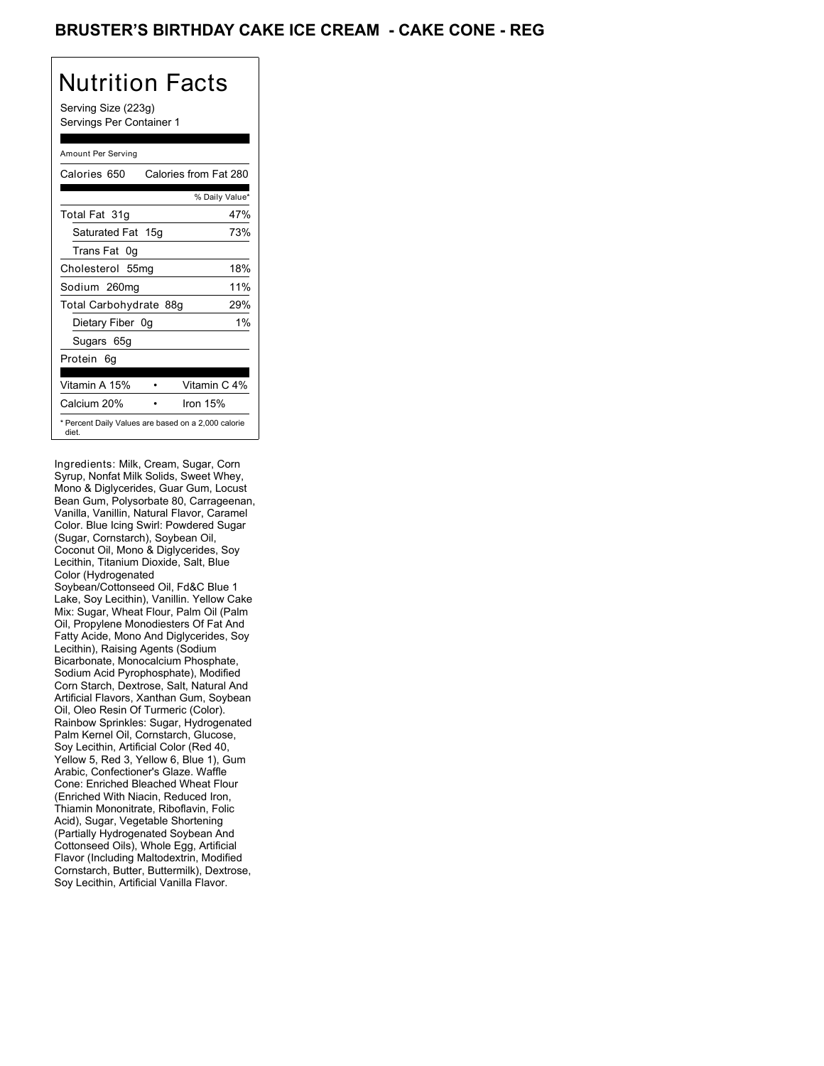# BRUSTER'S BIRTHDAY CAKE ICE CREAM - CAKE CONE - REG

## Nutrition Facts

Serving Size (223g)
Servings Per Container 1

| Amount Per Serving | |
|---|---|
| Calories 650 | Calories from Fat 280 |
| | % Daily Value* |
| Total Fat 31g | 47% |
| Saturated Fat 15g | 73% |
| Trans Fat 0g | |
| Cholesterol 55mg | 18% |
| Sodium 260mg | 11% |
| Total Carbohydrate 88g | 29% |
| Dietary Fiber 0g | 1% |
| Sugars 65g | |
| Protein 6g | |
| Vitamin A 15% | Vitamin C 4% |
| Calcium 20% | Iron 15% |

* Percent Daily Values are based on a 2,000 calorie diet.

Ingredients: Milk, Cream, Sugar, Corn Syrup, Nonfat Milk Solids, Sweet Whey, Mono & Diglycerides, Guar Gum, Locust Bean Gum, Polysorbate 80, Carrageenan, Vanilla, Vanillin, Natural Flavor, Caramel Color. Blue Icing Swirl: Powdered Sugar (Sugar, Cornstarch), Soybean Oil, Coconut Oil, Mono & Diglycerides, Soy Lecithin, Titanium Dioxide, Salt, Blue Color (Hydrogenated Soybean/Cottonseed Oil, Fd&C Blue 1 Lake, Soy Lecithin), Vanillin. Yellow Cake Mix: Sugar, Wheat Flour, Palm Oil (Palm Oil, Propylene Monodiesters Of Fat And Fatty Acide, Mono And Diglycerides, Soy Lecithin), Raising Agents (Sodium Bicarbonate, Monocalcium Phosphate, Sodium Acid Pyrophosphate), Modified Corn Starch, Dextrose, Salt, Natural And Artificial Flavors, Xanthan Gum, Soybean Oil, Oleo Resin Of Turmeric (Color). Rainbow Sprinkles: Sugar, Hydrogenated Palm Kernel Oil, Cornstarch, Glucose, Soy Lecithin, Artificial Color (Red 40, Yellow 5, Red 3, Yellow 6, Blue 1), Gum Arabic, Confectioner's Glaze. Waffle Cone: Enriched Bleached Wheat Flour (Enriched With Niacin, Reduced Iron, Thiamin Mononitrate, Riboflavin, Folic Acid), Sugar, Vegetable Shortening (Partially Hydrogenated Soybean And Cottonseed Oils), Whole Egg, Artificial Flavor (Including Maltodextrin, Modified Cornstarch, Butter, Buttermilk), Dextrose, Soy Lecithin, Artificial Vanilla Flavor.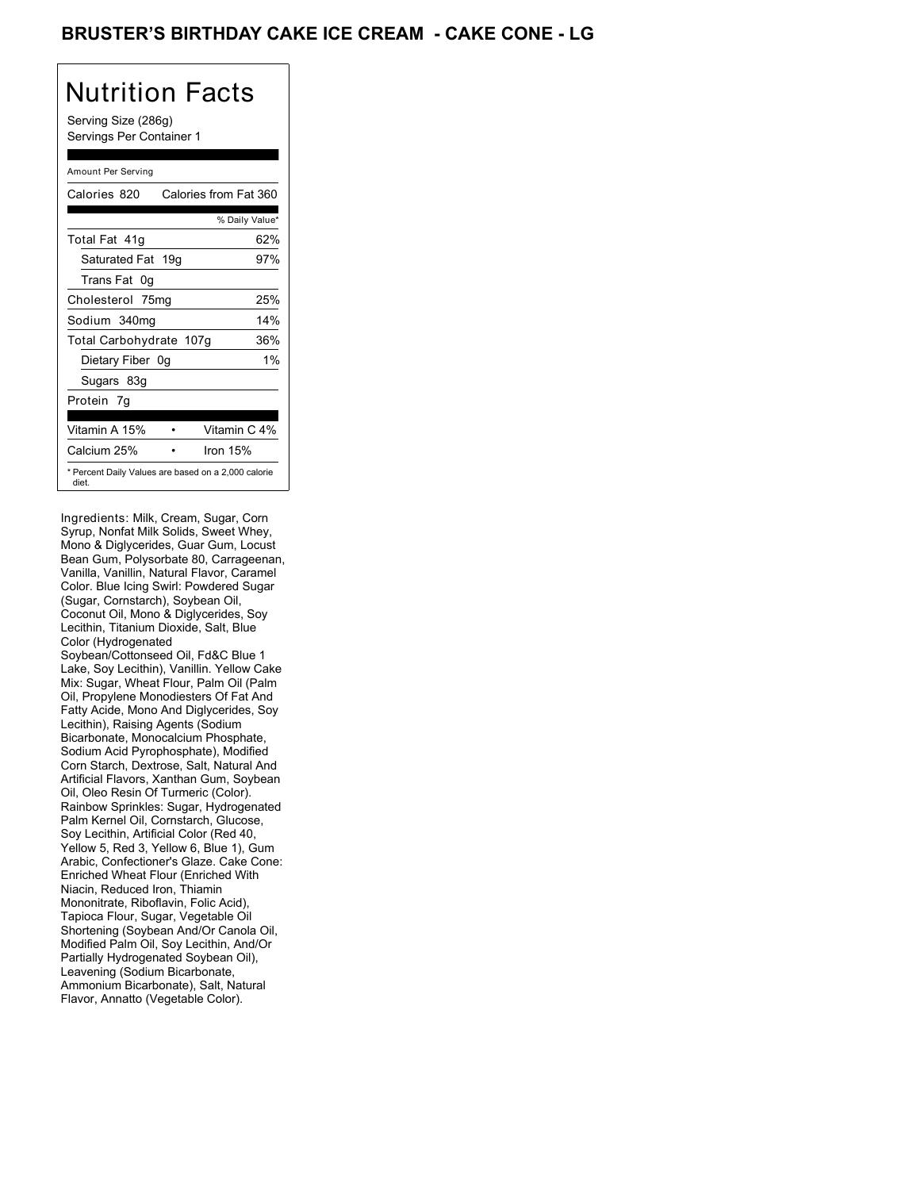# BRUSTER'S BIRTHDAY CAKE ICE CREAM - CAKE CONE - LG

## Nutrition Facts

Serving Size (286g)
Servings Per Container 1

| Amount Per Serving | |
|---|---|
| Calories 820 | Calories from Fat 360 |
| | % Daily Value* |
| Total Fat 41g | 62% |
| Saturated Fat 19g | 97% |
| Trans Fat 0g | |
| Cholesterol 75mg | 25% |
| Sodium 340mg | 14% |
| Total Carbohydrate 107g | 36% |
| Dietary Fiber 0g | 1% |
| Sugars 83g | |
| Protein 7g | |
| Vitamin A 15% | Vitamin C 4% |
| Calcium 25% | Iron 15% |

* Percent Daily Values are based on a 2,000 calorie diet.

Ingredients: Milk, Cream, Sugar, Corn Syrup, Nonfat Milk Solids, Sweet Whey, Mono & Diglycerides, Guar Gum, Locust Bean Gum, Polysorbate 80, Carrageenan, Vanilla, Vanillin, Natural Flavor, Caramel Color. Blue Icing Swirl: Powdered Sugar (Sugar, Cornstarch), Soybean Oil, Coconut Oil, Mono & Diglycerides, Soy Lecithin, Titanium Dioxide, Salt, Blue Color (Hydrogenated Soybean/Cottonseed Oil, Fd&C Blue 1 Lake, Soy Lecithin), Vanillin. Yellow Cake Mix: Sugar, Wheat Flour, Palm Oil (Palm Oil, Propylene Monodiesters Of Fat And Fatty Acide, Mono And Diglycerides, Soy Lecithin), Raising Agents (Sodium Bicarbonate, Monocalcium Phosphate, Sodium Acid Pyrophosphate), Modified Corn Starch, Dextrose, Salt, Natural And Artificial Flavors, Xanthan Gum, Soybean Oil, Oleo Resin Of Turmeric (Color). Rainbow Sprinkles: Sugar, Hydrogenated Palm Kernel Oil, Cornstarch, Glucose, Soy Lecithin, Artificial Color (Red 40, Yellow 5, Red 3, Yellow 6, Blue 1), Gum Arabic, Confectioner's Glaze. Cake Cone: Enriched Wheat Flour (Enriched With Niacin, Reduced Iron, Thiamin Mononitrate, Riboflavin, Folic Acid), Tapioca Flour, Sugar, Vegetable Oil Shortening (Soybean And/Or Canola Oil, Modified Palm Oil, Soy Lecithin, And/Or Partially Hydrogenated Soybean Oil), Leavening (Sodium Bicarbonate, Ammonium Bicarbonate), Salt, Natural Flavor, Annatto (Vegetable Color).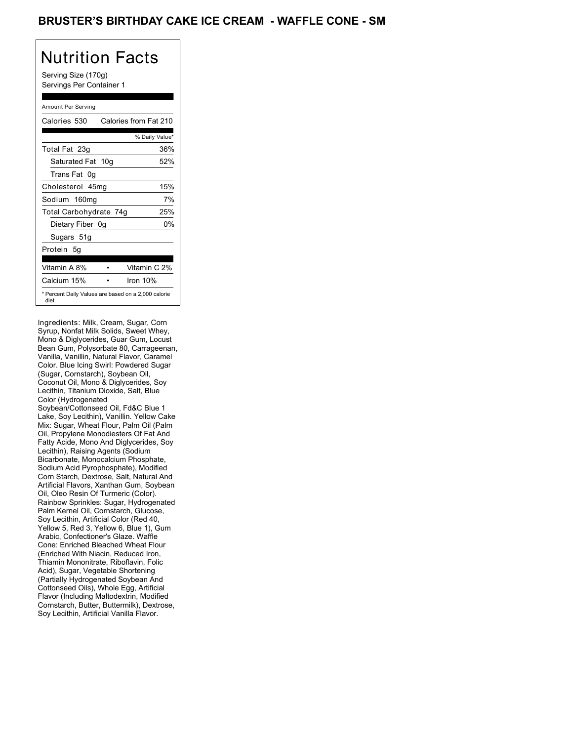# BRUSTER'S BIRTHDAY CAKE ICE CREAM - WAFFLE CONE - SM

## Nutrition Facts

Serving Size (170g)
Servings Per Container 1

Amount Per Serving

| Calories 530 | Calories from Fat 210 |
|---|---|
| | % Daily Value* |
| Total Fat 23g | 36% |
| Saturated Fat 10g | 52% |
| Trans Fat 0g | |
| Cholesterol 45mg | 15% |
| Sodium 160mg | 7% |
| Total Carbohydrate 74g | 25% |
| Dietary Fiber 0g | 0% |
| Sugars 51g | |
| Protein 5g | |

| Vitamin A 8% | • | Vitamin C 2% |
|---|---|---|
| Calcium 15% | • | Iron 10% |

* Percent Daily Values are based on a 2,000 calorie diet.

Ingredients: Milk, Cream, Sugar, Corn Syrup, Nonfat Milk Solids, Sweet Whey, Mono & Diglycerides, Guar Gum, Locust Bean Gum, Polysorbate 80, Carrageenan, Vanilla, Vanillin, Natural Flavor, Caramel Color. Blue Icing Swirl: Powdered Sugar (Sugar, Cornstarch), Soybean Oil, Coconut Oil, Mono & Diglycerides, Soy Lecithin, Titanium Dioxide, Salt, Blue Color (Hydrogenated Soybean/Cottonseed Oil, Fd&C Blue 1 Lake, Soy Lecithin), Vanillin. Yellow Cake Mix: Sugar, Wheat Flour, Palm Oil (Palm Oil, Propylene Monodiesters Of Fat And Fatty Acide, Mono And Diglycerides, Soy Lecithin), Raising Agents (Sodium Bicarbonate, Monocalcium Phosphate, Sodium Acid Pyrophosphate), Modified Corn Starch, Dextrose, Salt, Natural And Artificial Flavors, Xanthan Gum, Soybean Oil, Oleo Resin Of Turmeric (Color). Rainbow Sprinkles: Sugar, Hydrogenated Palm Kernel Oil, Cornstarch, Glucose, Soy Lecithin, Artificial Color (Red 40, Yellow 5, Red 3, Yellow 6, Blue 1), Gum Arabic, Confectioner's Glaze. Waffle Cone: Enriched Bleached Wheat Flour (Enriched With Niacin, Reduced Iron, Thiamin Mononitrate, Riboflavin, Folic Acid), Sugar, Vegetable Shortening (Partially Hydrogenated Soybean And Cottonseed Oils), Whole Egg, Artificial Flavor (Including Maltodextrin, Modified Cornstarch, Butter, Buttermilk), Dextrose, Soy Lecithin, Artificial Vanilla Flavor.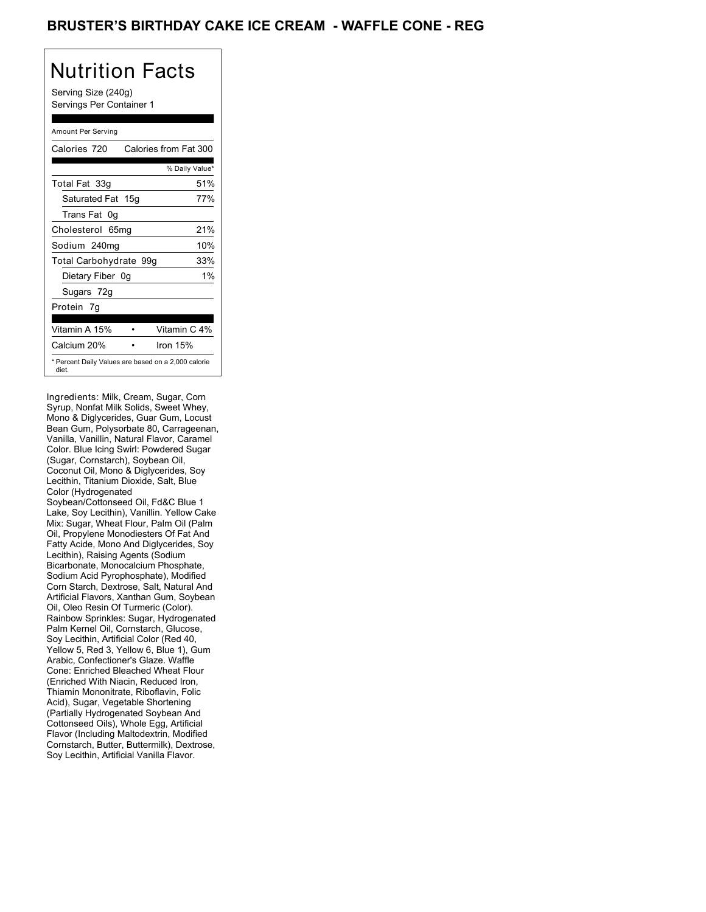# BRUSTER'S BIRTHDAY CAKE ICE CREAM - WAFFLE CONE - REG

## Nutrition Facts

Serving Size (240g)
Servings Per Container 1

| Amount Per Serving | |
|---|---|
| Calories 720 | Calories from Fat 300 |
| | % Daily Value* |
| Total Fat 33g | 51% |
| Saturated Fat 15g | 77% |
| Trans Fat 0g | |
| Cholesterol 65mg | 21% |
| Sodium 240mg | 10% |
| Total Carbohydrate 99g | 33% |
| Dietary Fiber 0g | 1% |
| Sugars 72g | |
| Protein 7g | |
| Vitamin A 15% | Vitamin C 4% |
| Calcium 20% | Iron 15% |

* Percent Daily Values are based on a 2,000 calorie diet.

Ingredients: Milk, Cream, Sugar, Corn Syrup, Nonfat Milk Solids, Sweet Whey, Mono & Diglycerides, Guar Gum, Locust Bean Gum, Polysorbate 80, Carrageenan, Vanilla, Vanillin, Natural Flavor, Caramel Color. Blue Icing Swirl: Powdered Sugar (Sugar, Cornstarch), Soybean Oil, Coconut Oil, Mono & Diglycerides, Soy Lecithin, Titanium Dioxide, Salt, Blue Color (Hydrogenated Soybean/Cottonseed Oil, Fd&C Blue 1 Lake, Soy Lecithin), Vanillin. Yellow Cake Mix: Sugar, Wheat Flour, Palm Oil (Palm Oil, Propylene Monodiesters Of Fat And Fatty Acide, Mono And Diglycerides, Soy Lecithin), Raising Agents (Sodium Bicarbonate, Monocalcium Phosphate, Sodium Acid Pyrophosphate), Modified Corn Starch, Dextrose, Salt, Natural And Artificial Flavors, Xanthan Gum, Soybean Oil, Oleo Resin Of Turmeric (Color). Rainbow Sprinkles: Sugar, Hydrogenated Palm Kernel Oil, Cornstarch, Glucose, Soy Lecithin, Artificial Color (Red 40, Yellow 5, Red 3, Yellow 6, Blue 1), Gum Arabic, Confectioner's Glaze. Waffle Cone: Enriched Bleached Wheat Flour (Enriched With Niacin, Reduced Iron, Thiamin Mononitrate, Riboflavin, Folic Acid), Sugar, Vegetable Shortening (Partially Hydrogenated Soybean And Cottonseed Oils), Whole Egg, Artificial Flavor (Including Maltodextrin, Modified Cornstarch, Butter, Buttermilk), Dextrose, Soy Lecithin, Artificial Vanilla Flavor.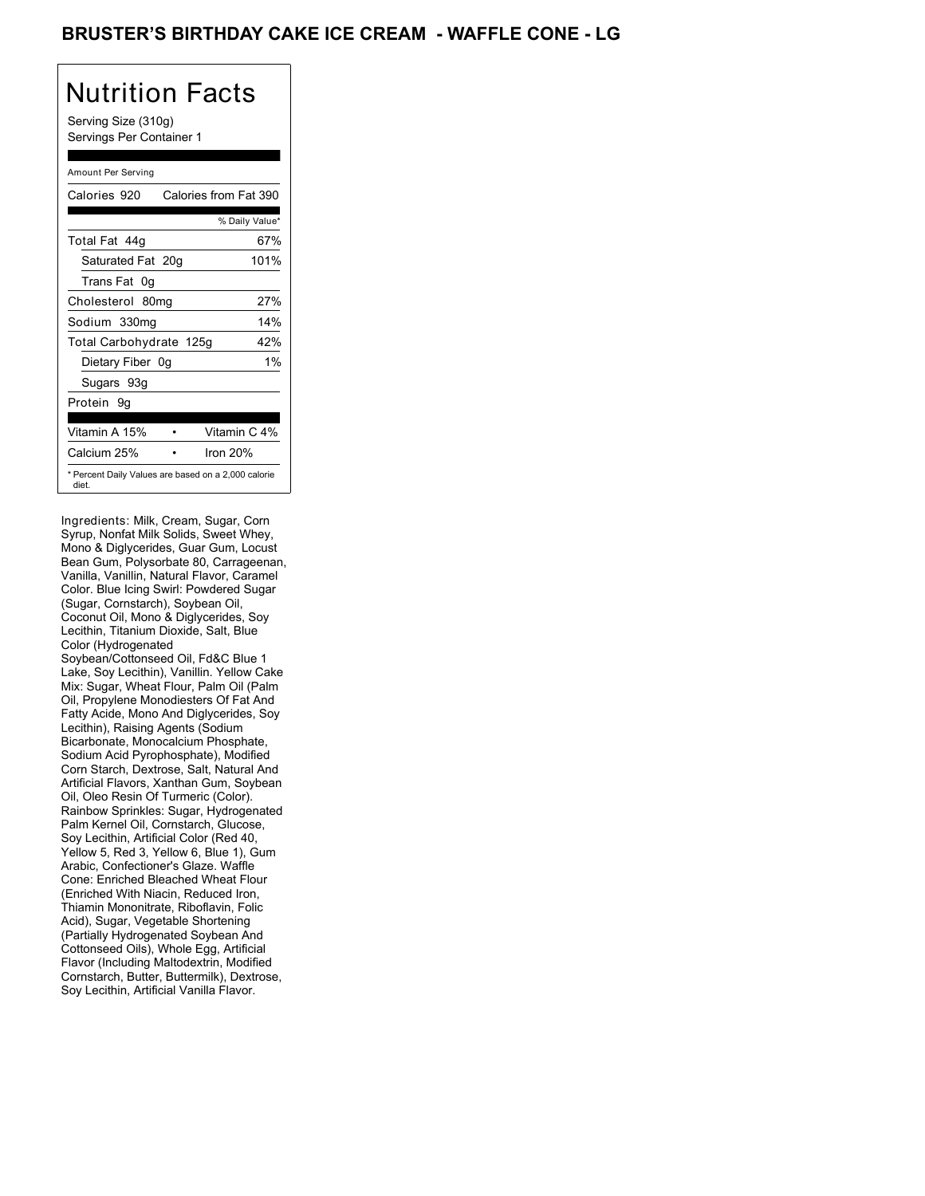# BRUSTER'S BIRTHDAY CAKE ICE CREAM - WAFFLE CONE - LG

## Nutrition Facts

Serving Size (310g)
Servings Per Container 1

Amount Per Serving

| | |
|---|---|
| Calories 920 | Calories from Fat 390 |
| | % Daily Value* |
| Total Fat 44g | 67% |
| Saturated Fat 20g | 101% |
| Trans Fat 0g | |
| Cholesterol 80mg | 27% |
| Sodium 330mg | 14% |
| Total Carbohydrate 125g | 42% |
| Dietary Fiber 0g | 1% |
| Sugars 93g | |
| Protein 9g | |
| Vitamin A 15% | Vitamin C 4% |
| Calcium 25% | Iron 20% |

* Percent Daily Values are based on a 2,000 calorie diet.

Ingredients: Milk, Cream, Sugar, Corn Syrup, Nonfat Milk Solids, Sweet Whey, Mono & Diglycerides, Guar Gum, Locust Bean Gum, Polysorbate 80, Carrageenan, Vanilla, Vanillin, Natural Flavor, Caramel Color. Blue Icing Swirl: Powdered Sugar (Sugar, Cornstarch), Soybean Oil, Coconut Oil, Mono & Diglycerides, Soy Lecithin, Titanium Dioxide, Salt, Blue Color (Hydrogenated Soybean/Cottonseed Oil, Fd&C Blue 1 Lake, Soy Lecithin), Vanillin. Yellow Cake Mix: Sugar, Wheat Flour, Palm Oil (Palm Oil, Propylene Monodiesters Of Fat And Fatty Acide, Mono And Diglycerides, Soy Lecithin), Raising Agents (Sodium Bicarbonate, Monocalcium Phosphate, Sodium Acid Pyrophosphate), Modified Corn Starch, Dextrose, Salt, Natural And Artificial Flavors, Xanthan Gum, Soybean Oil, Oleo Resin Of Turmeric (Color). Rainbow Sprinkles: Sugar, Hydrogenated Palm Kernel Oil, Cornstarch, Glucose, Soy Lecithin, Artificial Color (Red 40, Yellow 5, Red 3, Yellow 6, Blue 1), Gum Arabic, Confectioner's Glaze. Waffle Cone: Enriched Bleached Wheat Flour (Enriched With Niacin, Reduced Iron, Thiamin Mononitrate, Riboflavin, Folic Acid), Sugar, Vegetable Shortening (Partially Hydrogenated Soybean And Cottonseed Oils), Whole Egg, Artificial Flavor (Including Maltodextrin, Modified Cornstarch, Butter, Buttermilk), Dextrose, Soy Lecithin, Artificial Vanilla Flavor.